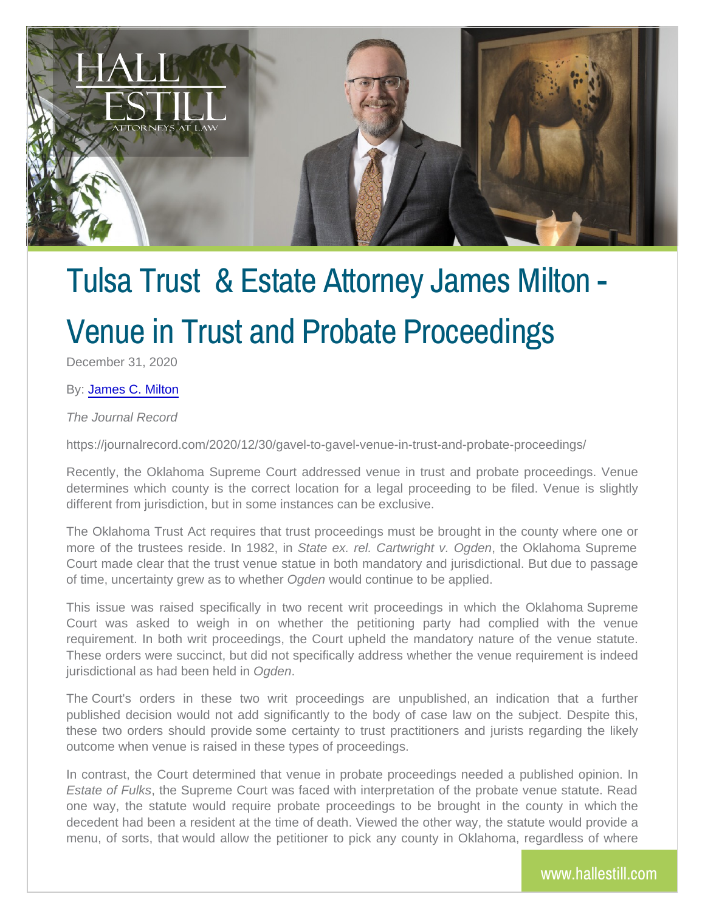# Tulsa Trust & Estate Attorney James Milton - Venue in Trust and Probate Proceedings

December 31, 2020

By: James C. Milton

*The Journal Record*

https://journalrecord.com/2020/12/30/gavel-to-gavel-venue-in-trust-and-probate-proceedings/

Recently, the Oklahoma Supreme Court addressed venue in trust and probate proceedings. Venue determines which county is the correct location for a legal proceeding to be filed. Venue is slightly different from jurisdiction, but in some instances can be exclusive.

The Oklahoma Trust Act requires that trust proceedings must be brought in the county where one or more of the trustees reside. In 1982, in *State ex. rel. Cartwright v. Ogden*, the Oklahoma Supreme Court made clear that the trust venue statue in both mandatory and jurisdictional. But due to passage of time, uncertainty grew as to whether *Ogden* would continue to be applied.

This issue was raised specifically in two recent writ proceedings in which the Oklahoma Supreme Court was asked to weigh in on whether the petitioning party had complied with the venue requirement. In both writ proceedings, the Court upheld the mandatory nature of the venue statute. These orders were succinct, but did not specifically address whether the venue requirement is indeed jurisdictional as had been held in *Ogden*.

The Court's orders in these two writ proceedings are unpublished, an indication that a further published decision would not add significantly to the body of case law on the subject. Despite this, these two orders should provide some certainty to trust practitioners and jurists regarding the likely outcome when venue is raised in these types of proceedings.

In contrast, the Court determined that venue in probate proceedings needed a published opinion. In *Estate of Fulks*, the Supreme Court was faced with interpretation of the probate venue statute. Read one way, the statute would require probate proceedings to be brought in the county in which the decedent had been a resident at the time of death. Viewed the other way, the statute would provide a menu, of sorts, that would allow the petitioner to pick any county in Oklahoma, regardless of where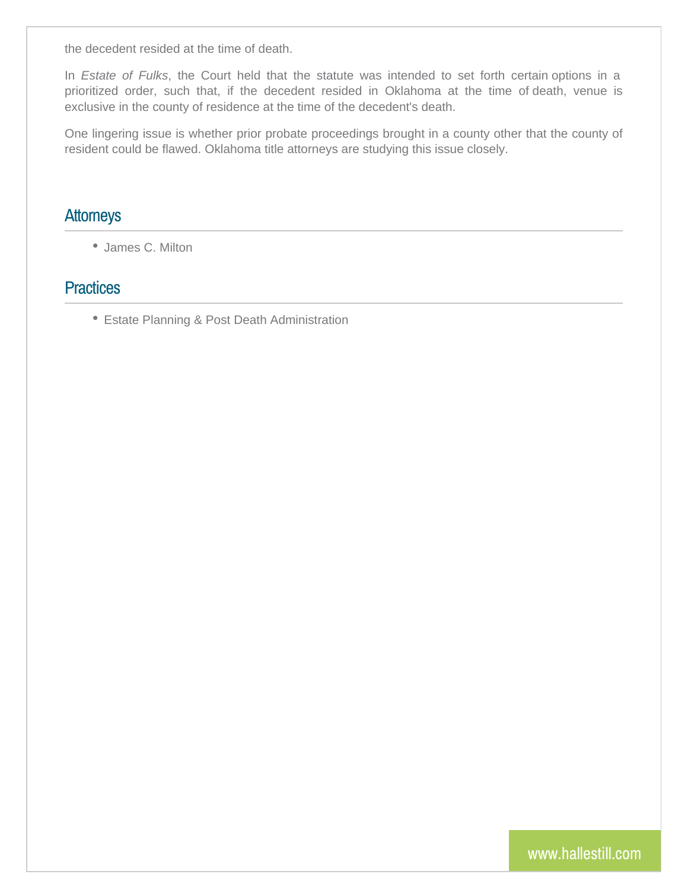the decedent resided at the time of death.

In *Estate of Fulks*, the Court held that the statute was intended to set forth certain options in a prioritized order, such that, if the decedent resided in Oklahoma at the time of death, venue is exclusive in the county of residence at the time of the decedent's death.

One lingering issue is whether prior probate proceedings brought in a county other that the county of resident could be flawed. Oklahoma title attorneys are studying this issue closely.

## Attorneys

- James C. Milton

## Practices

- Estate Planning & Post Death Administration

www.hallestill.com